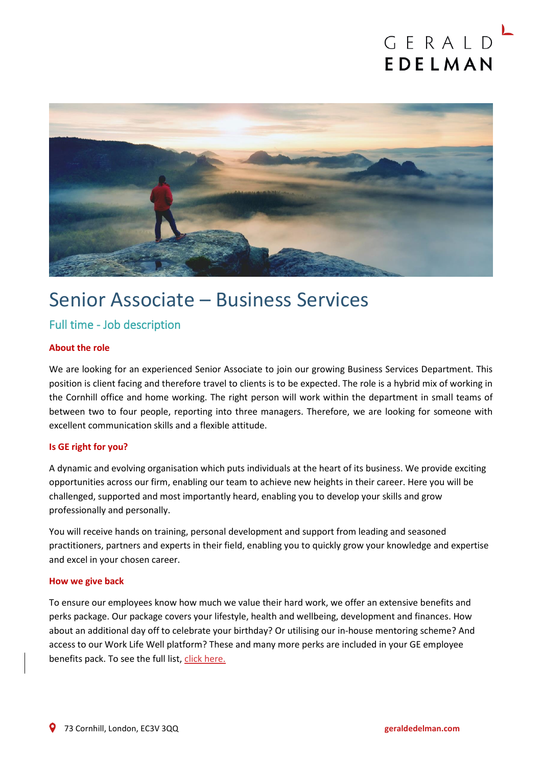# Senior Associate – Business Services

## Full time - Job description

### About the role

We are looking for an experienced Senior Associate to join our growing Business Services Department. This position is client facing and therefore travel to clients is to be expected. The role is a hybrid mix of working in the Cornhill office and home working. The right person will work within the department in small teams of between two to four people, reporting into three managers. Therefore, we are looking for someone with excellent communication skills and a flexible attitude.

### Is GE right for you?

A dynamic and evolving organisation which puts individuals at the heart of its business. We provide exciting opportunities across our firm, enabling our team to achieve new heights in their career. Here you will be challenged, supported and most importantly heard, enabling you to develop your skills and grow professionally and personally.

You will receive hands on training, personal development and support from leading and seasoned practitioners, partners and experts in their field, enabling you to quickly grow your knowledge and expertise and excel in your chosen career.

### How we give back

To ensure our employees know how much we value their hard work, we offer an extensive benefits and perks package. Our package covers your lifestyle, health and wellbeing, development and finances. How about an additional day off to celebrate your birthday? Or utilising our in-house mentoring scheme? And access to our Work Life Well platform? These and many more perks are included in your GE employee benefits pack. To see the full list, click here.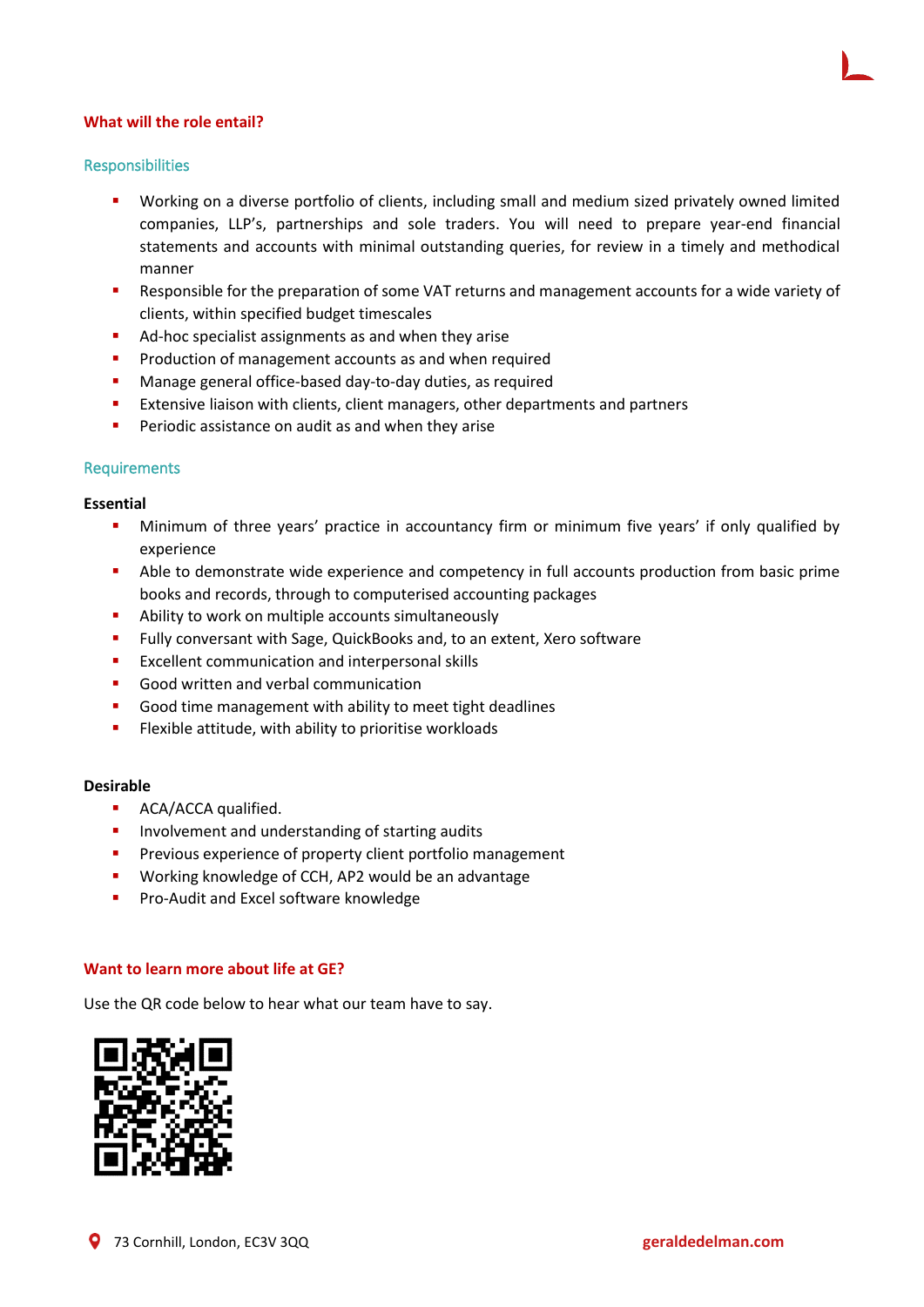## What will the role entail?

### Responsibilities

- Working on a diverse portfolio of clients, including small and medium sized privately owned limited companies, LLP's, partnerships and sole traders. You will need to prepare year-end financial statements and accounts with minimal outstanding queries, for review in a timely and methodical manner
- Responsible for the preparation of some VAT returns and management accounts for a wide variety of clients, within specified budget timescales
- Ad-hoc specialist assignments as and when they arise
- Production of management accounts as and when required
- Manage general office-based day-to-day duties, as required
- Extensive liaison with clients, client managers, other departments and partners
- Periodic assistance on audit as and when they arise

### Requirements

**Essential**

- Minimum of three years' practice in accountancy firm or minimum five years' if only qualified by experience
- Able to demonstrate wide experience and competency in full accounts production from basic prime books and records, through to computerised accounting packages
- Ability to work on multiple accounts simultaneously
- Fully conversant with Sage, QuickBooks and, to an extent, Xero software
- Excellent communication and interpersonal skills
- Good written and verbal communication
- Good time management with ability to meet tight deadlines
- Flexible attitude, with ability to prioritise workloads

**Desirable**

- ACA/ACCA qualified.
- Involvement and understanding of starting audits
- Previous experience of property client portfolio management
- Working knowledge of CCH, AP2 would be an advantage
- Pro-Audit and Excel software knowledge

## Want to learn more about life at GE?

Use the QR code below to hear what our team have to say.

73 Cornhill, London, EC3V 3QQ

geraldedelman.com